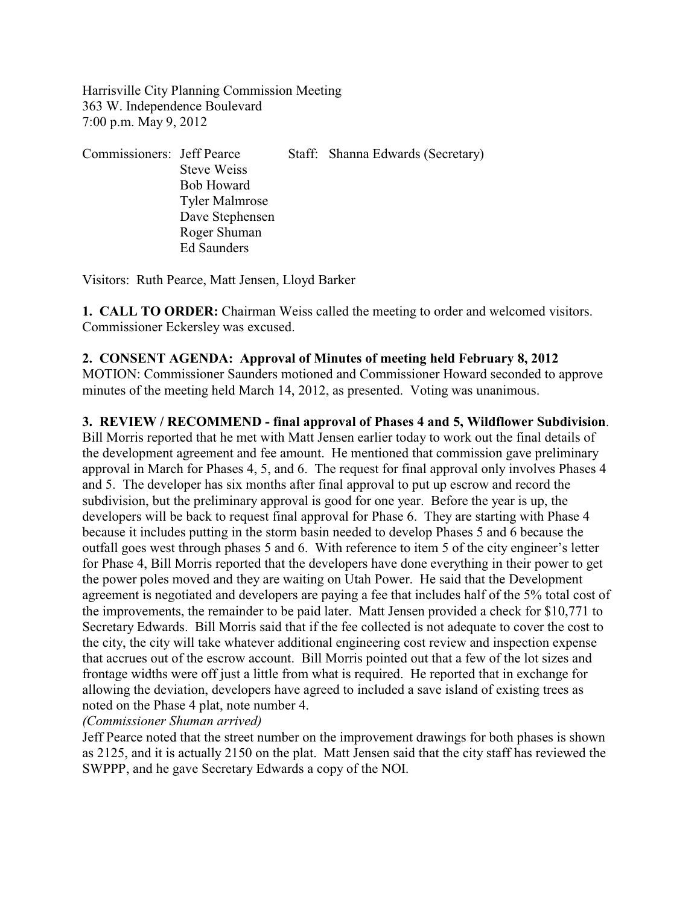Harrisville City Planning Commission Meeting
363 W. Independence Boulevard
7:00 p.m. May 9, 2012

Commissioners: Jeff Pearce
Steve Weiss
Bob Howard
Tyler Malmrose
Dave Stephensen
Roger Shuman
Ed Saunders

Staff: Shanna Edwards (Secretary)

Visitors: Ruth Pearce, Matt Jensen, Lloyd Barker

**1. CALL TO ORDER:** Chairman Weiss called the meeting to order and welcomed visitors. Commissioner Eckersley was excused.

**2. CONSENT AGENDA: Approval of Minutes of meeting held February 8, 2012**
MOTION: Commissioner Saunders motioned and Commissioner Howard seconded to approve minutes of the meeting held March 14, 2012, as presented. Voting was unanimous.

**3. REVIEW / RECOMMEND - final approval of Phases 4 and 5, Wildflower Subdivision**.
Bill Morris reported that he met with Matt Jensen earlier today to work out the final details of the development agreement and fee amount. He mentioned that commission gave preliminary approval in March for Phases 4, 5, and 6. The request for final approval only involves Phases 4 and 5. The developer has six months after final approval to put up escrow and record the subdivision, but the preliminary approval is good for one year. Before the year is up, the developers will be back to request final approval for Phase 6. They are starting with Phase 4 because it includes putting in the storm basin needed to develop Phases 5 and 6 because the outfall goes west through phases 5 and 6. With reference to item 5 of the city engineer's letter for Phase 4, Bill Morris reported that the developers have done everything in their power to get the power poles moved and they are waiting on Utah Power. He said that the Development agreement is negotiated and developers are paying a fee that includes half of the 5% total cost of the improvements, the remainder to be paid later. Matt Jensen provided a check for $10,771 to Secretary Edwards. Bill Morris said that if the fee collected is not adequate to cover the cost to the city, the city will take whatever additional engineering cost review and inspection expense that accrues out of the escrow account. Bill Morris pointed out that a few of the lot sizes and frontage widths were off just a little from what is required. He reported that in exchange for allowing the deviation, developers have agreed to included a save island of existing trees as noted on the Phase 4 plat, note number 4.
*(Commissioner Shuman arrived)*
Jeff Pearce noted that the street number on the improvement drawings for both phases is shown as 2125, and it is actually 2150 on the plat. Matt Jensen said that the city staff has reviewed the SWPPP, and he gave Secretary Edwards a copy of the NOI.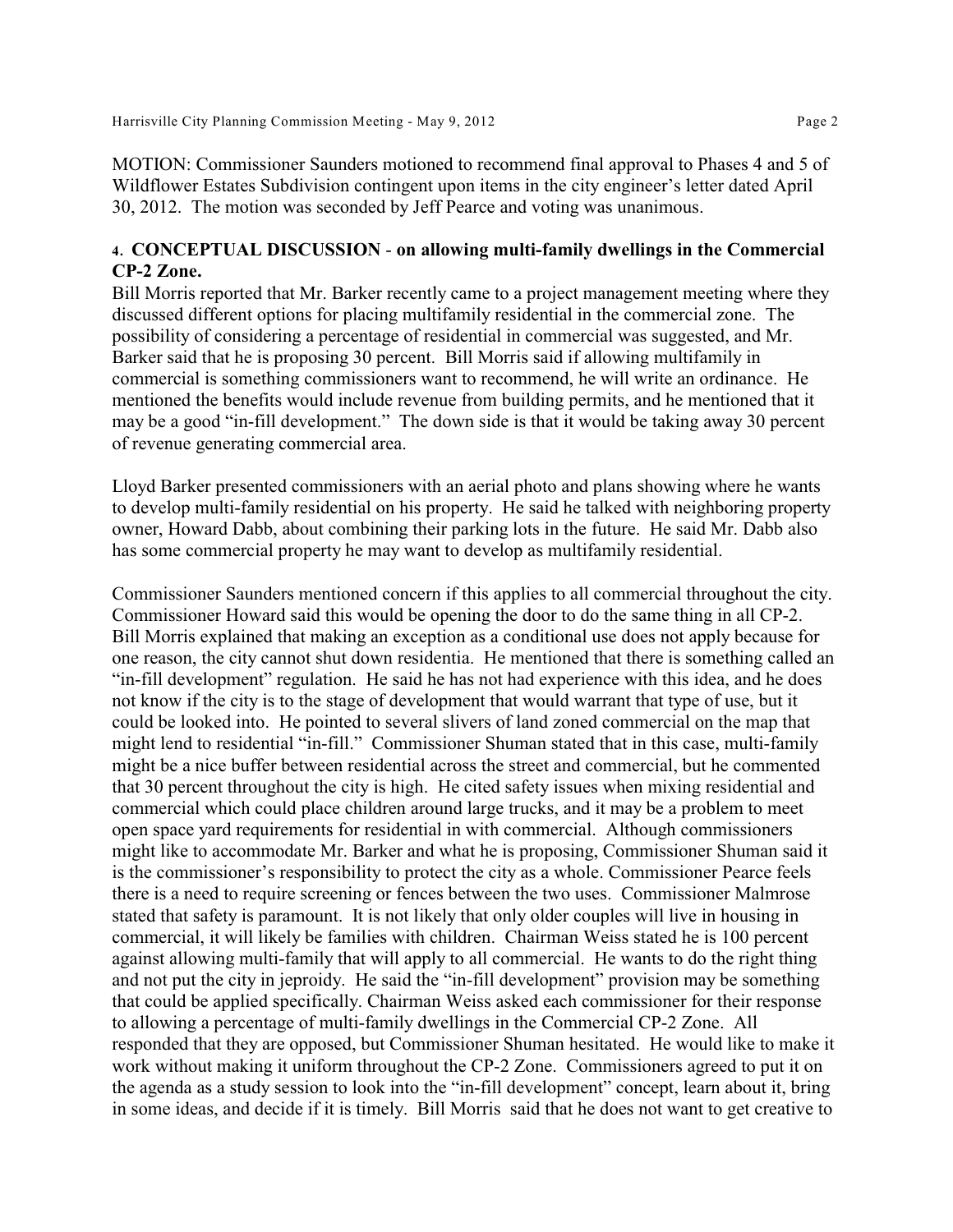MOTION: Commissioner Saunders motioned to recommend final approval to Phases 4 and 5 of Wildflower Estates Subdivision contingent upon items in the city engineer's letter dated April 30, 2012. The motion was seconded by Jeff Pearce and voting was unanimous.

**4. CONCEPTUAL DISCUSSION - on allowing multi-family dwellings in the Commercial CP-2 Zone.**

Bill Morris reported that Mr. Barker recently came to a project management meeting where they discussed different options for placing multifamily residential in the commercial zone. The possibility of considering a percentage of residential in commercial was suggested, and Mr. Barker said that he is proposing 30 percent. Bill Morris said if allowing multifamily in commercial is something commissioners want to recommend, he will write an ordinance. He mentioned the benefits would include revenue from building permits, and he mentioned that it may be a good "in-fill development." The down side is that it would be taking away 30 percent of revenue generating commercial area.

Lloyd Barker presented commissioners with an aerial photo and plans showing where he wants to develop multi-family residential on his property. He said he talked with neighboring property owner, Howard Dabb, about combining their parking lots in the future. He said Mr. Dabb also has some commercial property he may want to develop as multifamily residential.

Commissioner Saunders mentioned concern if this applies to all commercial throughout the city. Commissioner Howard said this would be opening the door to do the same thing in all CP-2. Bill Morris explained that making an exception as a conditional use does not apply because for one reason, the city cannot shut down residentia. He mentioned that there is something called an "in-fill development" regulation. He said he has not had experience with this idea, and he does not know if the city is to the stage of development that would warrant that type of use, but it could be looked into. He pointed to several slivers of land zoned commercial on the map that might lend to residential "in-fill." Commissioner Shuman stated that in this case, multi-family might be a nice buffer between residential across the street and commercial, but he commented that 30 percent throughout the city is high. He cited safety issues when mixing residential and commercial which could place children around large trucks, and it may be a problem to meet open space yard requirements for residential in with commercial. Although commissioners might like to accommodate Mr. Barker and what he is proposing, Commissioner Shuman said it is the commissioner's responsibility to protect the city as a whole. Commissioner Pearce feels there is a need to require screening or fences between the two uses. Commissioner Malmrose stated that safety is paramount. It is not likely that only older couples will live in housing in commercial, it will likely be families with children. Chairman Weiss stated he is 100 percent against allowing multi-family that will apply to all commercial. He wants to do the right thing and not put the city in jeproidy. He said the "in-fill development" provision may be something that could be applied specifically. Chairman Weiss asked each commissioner for their response to allowing a percentage of multi-family dwellings in the Commercial CP-2 Zone. All responded that they are opposed, but Commissioner Shuman hesitated. He would like to make it work without making it uniform throughout the CP-2 Zone. Commissioners agreed to put it on the agenda as a study session to look into the "in-fill development" concept, learn about it, bring in some ideas, and decide if it is timely. Bill Morris said that he does not want to get creative to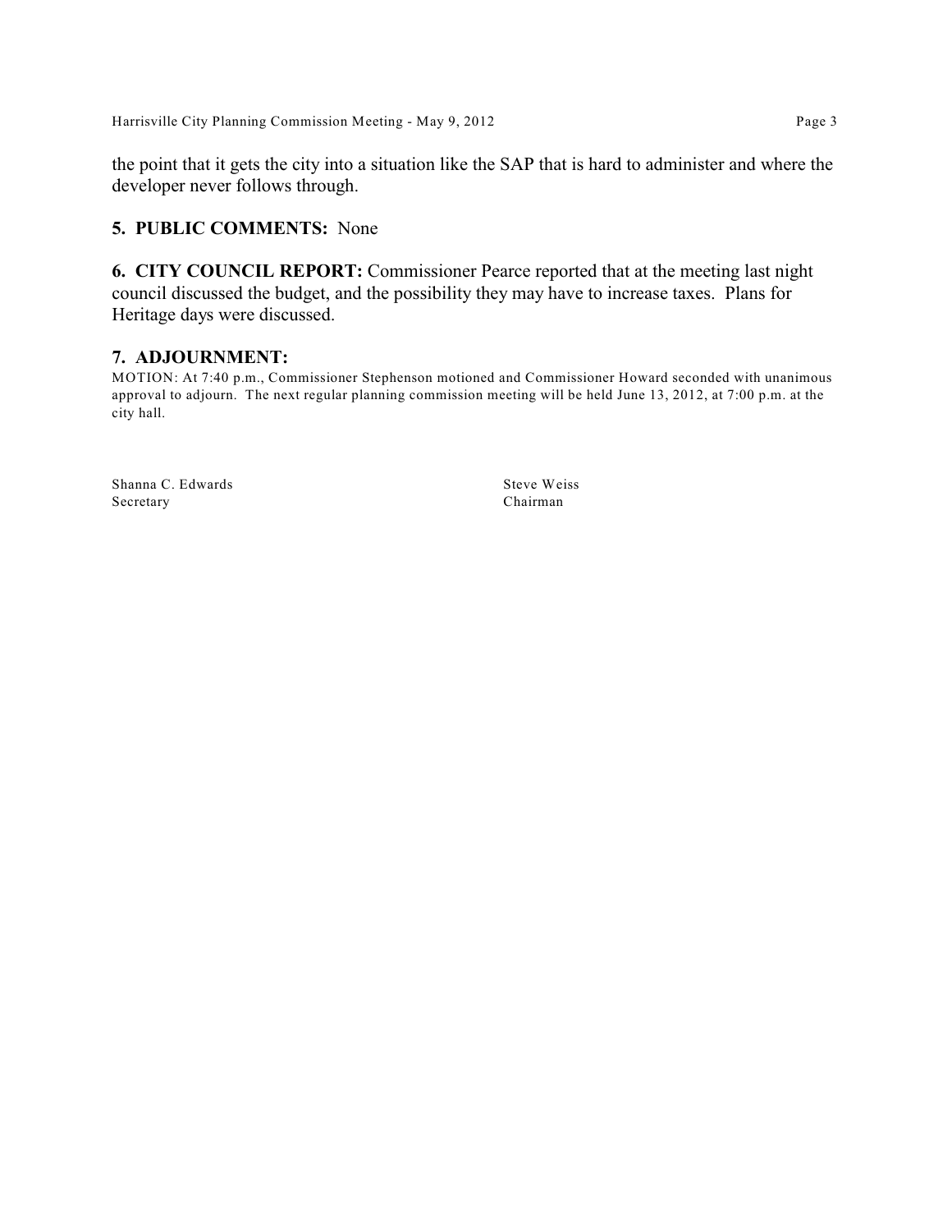the point that it gets the city into a situation like the SAP that is hard to administer and where the developer never follows through.

**5. PUBLIC COMMENTS:** None

**6. CITY COUNCIL REPORT:** Commissioner Pearce reported that at the meeting last night council discussed the budget, and the possibility they may have to increase taxes. Plans for Heritage days were discussed.

**7. ADJOURNMENT:**

MOTION: At 7:40 p.m., Commissioner Stephenson motioned and Commissioner Howard seconded with unanimous approval to adjourn. The next regular planning commission meeting will be held June 13, 2012, at 7:00 p.m. at the city hall.

Shanna C. Edwards
Secretary

Steve Weiss
Chairman